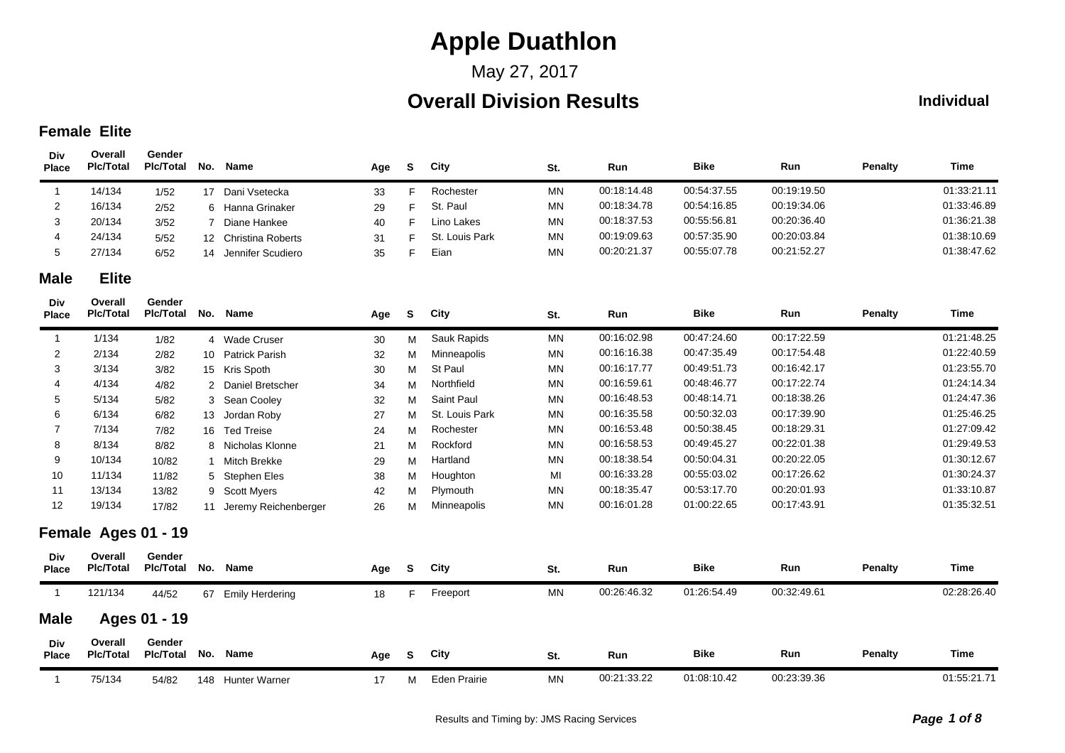# Apple Duathlon

May 27, 2017

## Overall Division Results

**Individual**

### Female Elite

| Div Place | Overall Plc/Total | Gender Plc/Total | No. | Name | Age | S | City | St. | Run | Bike | Run | Penalty | Time |
|---|---|---|---|---|---|---|---|---|---|---|---|---|---|
| 1 | 14/134 | 1/52 | 17 | Dani Vsetecka | 33 | F | Rochester | MN | 00:18:14.48 | 00:54:37.55 | 00:19:19.50 | | 01:33:21.11 |
| 2 | 16/134 | 2/52 | 6 | Hanna Grinaker | 29 | F | St. Paul | MN | 00:18:34.78 | 00:54:16.85 | 00:19:34.06 | | 01:33:46.89 |
| 3 | 20/134 | 3/52 | 7 | Diane Hankee | 40 | F | Lino Lakes | MN | 00:18:37.53 | 00:55:56.81 | 00:20:36.40 | | 01:36:21.38 |
| 4 | 24/134 | 5/52 | 12 | Christina Roberts | 31 | F | St. Louis Park | MN | 00:19:09.63 | 00:57:35.90 | 00:20:03.84 | | 01:38:10.69 |
| 5 | 27/134 | 6/52 | 14 | Jennifer Scudiero | 35 | F | Eian | MN | 00:20:21.37 | 00:55:07.78 | 00:21:52.27 | | 01:38:47.62 |

### Male Elite

| Div Place | Overall Plc/Total | Gender Plc/Total | No. | Name | Age | S | City | St. | Run | Bike | Run | Penalty | Time |
|---|---|---|---|---|---|---|---|---|---|---|---|---|---|
| 1 | 1/134 | 1/82 | 4 | Wade Cruser | 30 | M | Sauk Rapids | MN | 00:16:02.98 | 00:47:24.60 | 00:17:22.59 | | 01:21:48.25 |
| 2 | 2/134 | 2/82 | 10 | Patrick Parish | 32 | M | Minneapolis | MN | 00:16:16.38 | 00:47:35.49 | 00:17:54.48 | | 01:22:40.59 |
| 3 | 3/134 | 3/82 | 15 | Kris Spoth | 30 | M | St Paul | MN | 00:16:17.77 | 00:49:51.73 | 00:16:42.17 | | 01:23:55.70 |
| 4 | 4/134 | 4/82 | 2 | Daniel Bretscher | 34 | M | Northfield | MN | 00:16:59.61 | 00:48:46.77 | 00:17:22.74 | | 01:24:14.34 |
| 5 | 5/134 | 5/82 | 3 | Sean Cooley | 32 | M | Saint Paul | MN | 00:16:48.53 | 00:48:14.71 | 00:18:38.26 | | 01:24:47.36 |
| 6 | 6/134 | 6/82 | 13 | Jordan Roby | 27 | M | St. Louis Park | MN | 00:16:35.58 | 00:50:32.03 | 00:17:39.90 | | 01:25:46.25 |
| 7 | 7/134 | 7/82 | 16 | Ted Treise | 24 | M | Rochester | MN | 00:16:53.48 | 00:50:38.45 | 00:18:29.31 | | 01:27:09.42 |
| 8 | 8/134 | 8/82 | 8 | Nicholas Klonne | 21 | M | Rockford | MN | 00:16:58.53 | 00:49:45.27 | 00:22:01.38 | | 01:29:49.53 |
| 9 | 10/134 | 10/82 | 1 | Mitch Brekke | 29 | M | Hartland | MN | 00:18:38.54 | 00:50:04.31 | 00:20:22.05 | | 01:30:12.67 |
| 10 | 11/134 | 11/82 | 5 | Stephen Eles | 38 | M | Houghton | MI | 00:16:33.28 | 00:55:03.02 | 00:17:26.62 | | 01:30:24.37 |
| 11 | 13/134 | 13/82 | 9 | Scott Myers | 42 | M | Plymouth | MN | 00:18:35.47 | 00:53:17.70 | 00:20:01.93 | | 01:33:10.87 |
| 12 | 19/134 | 17/82 | 11 | Jeremy Reichenberger | 26 | M | Minneapolis | MN | 00:16:01.28 | 01:00:22.65 | 00:17:43.91 | | 01:35:32.51 |

### Female Ages 01 - 19

| Div Place | Overall Plc/Total | Gender Plc/Total | No. | Name | Age | S | City | St. | Run | Bike | Run | Penalty | Time |
|---|---|---|---|---|---|---|---|---|---|---|---|---|---|
| 1 | 121/134 | 44/52 | 67 | Emily Herdering | 18 | F | Freeport | MN | 00:26:46.32 | 01:26:54.49 | 00:32:49.61 | | 02:28:26.40 |

### Male Ages 01 - 19

| Div Place | Overall Plc/Total | Gender Plc/Total | No. | Name | Age | S | City | St. | Run | Bike | Run | Penalty | Time |
|---|---|---|---|---|---|---|---|---|---|---|---|---|---|
| 1 | 75/134 | 54/82 | 148 | Hunter Warner | 17 | M | Eden Prairie | MN | 00:21:33.22 | 01:08:10.42 | 00:23:39.36 | | 01:55:21.71 |

Results and Timing by: JMS Racing Services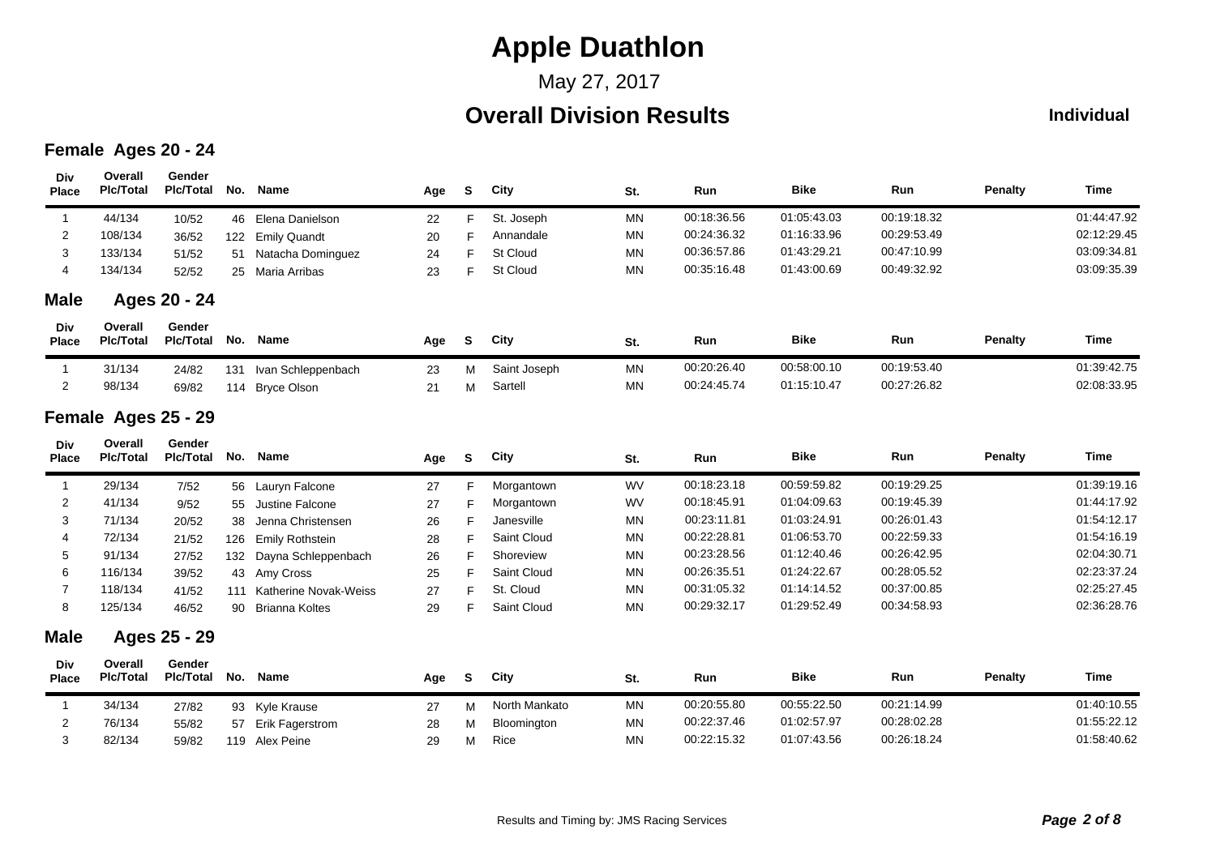# Apple Duathlon

May 27, 2017

## Overall Division Results

**Individual**

### Female Ages 20 - 24

| Div Place | Overall Plc/Total | Gender Plc/Total | No. | Name | Age | S | City | St. | Run | Bike | Run | Penalty | Time |
|---|---|---|---|---|---|---|---|---|---|---|---|---|---|
| 1 | 44/134 | 10/52 | 46 | Elena Danielson | 22 | F | St. Joseph | MN | 00:18:36.56 | 01:05:43.03 | 00:19:18.32 | | 01:44:47.92 |
| 2 | 108/134 | 36/52 | 122 | Emily Quandt | 20 | F | Annandale | MN | 00:24:36.32 | 01:16:33.96 | 00:29:53.49 | | 02:12:29.45 |
| 3 | 133/134 | 51/52 | 51 | Natacha Dominguez | 24 | F | St Cloud | MN | 00:36:57.86 | 01:43:29.21 | 00:47:10.99 | | 03:09:34.81 |
| 4 | 134/134 | 52/52 | 25 | Maria Arribas | 23 | F | St Cloud | MN | 00:35:16.48 | 01:43:00.69 | 00:49:32.92 | | 03:09:35.39 |

### Male Ages 20 - 24

| Div Place | Overall Plc/Total | Gender Plc/Total | No. | Name | Age | S | City | St. | Run | Bike | Run | Penalty | Time |
|---|---|---|---|---|---|---|---|---|---|---|---|---|---|
| 1 | 31/134 | 24/82 | 131 | Ivan Schleppenbach | 23 | M | Saint Joseph | MN | 00:20:26.40 | 00:58:00.10 | 00:19:53.40 | | 01:39:42.75 |
| 2 | 98/134 | 69/82 | 114 | Bryce Olson | 21 | M | Sartell | MN | 00:24:45.74 | 01:15:10.47 | 00:27:26.82 | | 02:08:33.95 |

### Female Ages 25 - 29

| Div Place | Overall Plc/Total | Gender Plc/Total | No. | Name | Age | S | City | St. | Run | Bike | Run | Penalty | Time |
|---|---|---|---|---|---|---|---|---|---|---|---|---|---|
| 1 | 29/134 | 7/52 | 56 | Lauryn Falcone | 27 | F | Morgantown | WV | 00:18:23.18 | 00:59:59.82 | 00:19:29.25 | | 01:39:19.16 |
| 2 | 41/134 | 9/52 | 55 | Justine Falcone | 27 | F | Morgantown | WV | 00:18:45.91 | 01:04:09.63 | 00:19:45.39 | | 01:44:17.92 |
| 3 | 71/134 | 20/52 | 38 | Jenna Christensen | 26 | F | Janesville | MN | 00:23:11.81 | 01:03:24.91 | 00:26:01.43 | | 01:54:12.17 |
| 4 | 72/134 | 21/52 | 126 | Emily Rothstein | 28 | F | Saint Cloud | MN | 00:22:28.81 | 01:06:53.70 | 00:22:59.33 | | 01:54:16.19 |
| 5 | 91/134 | 27/52 | 132 | Dayna Schleppenbach | 26 | F | Shoreview | MN | 00:23:28.56 | 01:12:40.46 | 00:26:42.95 | | 02:04:30.71 |
| 6 | 116/134 | 39/52 | 43 | Amy Cross | 25 | F | Saint Cloud | MN | 00:26:35.51 | 01:24:22.67 | 00:28:05.52 | | 02:23:37.24 |
| 7 | 118/134 | 41/52 | 111 | Katherine Novak-Weiss | 27 | F | St. Cloud | MN | 00:31:05.32 | 01:14:14.52 | 00:37:00.85 | | 02:25:27.45 |
| 8 | 125/134 | 46/52 | 90 | Brianna Koltes | 29 | F | Saint Cloud | MN | 00:29:32.17 | 01:29:52.49 | 00:34:58.93 | | 02:36:28.76 |

### Male Ages 25 - 29

| Div Place | Overall Plc/Total | Gender Plc/Total | No. | Name | Age | S | City | St. | Run | Bike | Run | Penalty | Time |
|---|---|---|---|---|---|---|---|---|---|---|---|---|---|
| 1 | 34/134 | 27/82 | 93 | Kyle Krause | 27 | M | North Mankato | MN | 00:20:55.80 | 00:55:22.50 | 00:21:14.99 | | 01:40:10.55 |
| 2 | 76/134 | 55/82 | 57 | Erik Fagerstrom | 28 | M | Bloomington | MN | 00:22:37.46 | 01:02:57.97 | 00:28:02.28 | | 01:55:22.12 |
| 3 | 82/134 | 59/82 | 119 | Alex Peine | 29 | M | Rice | MN | 00:22:15.32 | 01:07:43.56 | 00:26:18.24 | | 01:58:40.62 |

Results and Timing by: JMS Racing Services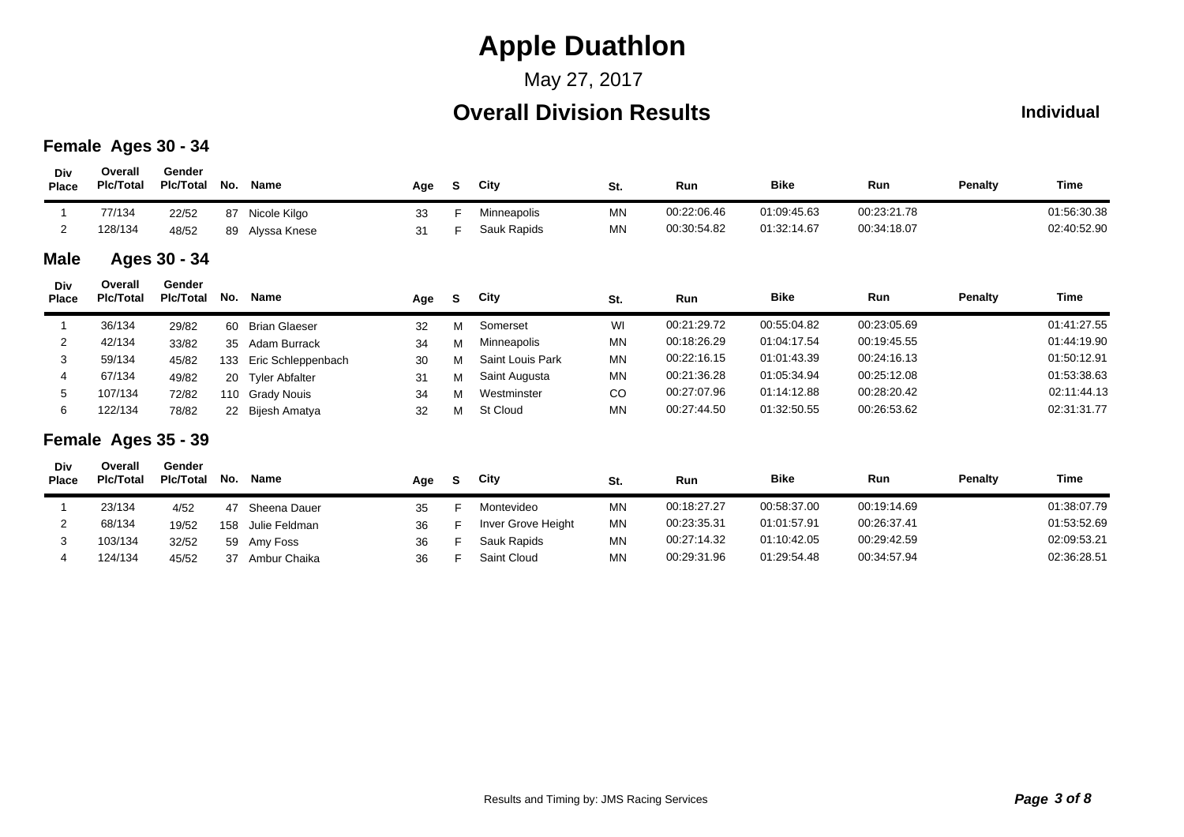# Apple Duathlon

May 27, 2017

## Overall Division Results

**Individual**

### Female Ages 30 - 34

| Div Place | Overall Plc/Total | Gender Plc/Total | No. | Name | Age | S | City | St. | Run | Bike | Run | Penalty | Time |
|---|---|---|---|---|---|---|---|---|---|---|---|---|---|
| 1 | 77/134 | 22/52 | 87 | Nicole Kilgo | 33 | F | Minneapolis | MN | 00:22:06.46 | 01:09:45.63 | 00:23:21.78 | | 01:56:30.38 |
| 2 | 128/134 | 48/52 | 89 | Alyssa Knese | 31 | F | Sauk Rapids | MN | 00:30:54.82 | 01:32:14.67 | 00:34:18.07 | | 02:40:52.90 |

### Male Ages 30 - 34

| Div Place | Overall Plc/Total | Gender Plc/Total | No. | Name | Age | S | City | St. | Run | Bike | Run | Penalty | Time |
|---|---|---|---|---|---|---|---|---|---|---|---|---|---|
| 1 | 36/134 | 29/82 | 60 | Brian Glaeser | 32 | M | Somerset | WI | 00:21:29.72 | 00:55:04.82 | 00:23:05.69 | | 01:41:27.55 |
| 2 | 42/134 | 33/82 | 35 | Adam Burrack | 34 | M | Minneapolis | MN | 00:18:26.29 | 01:04:17.54 | 00:19:45.55 | | 01:44:19.90 |
| 3 | 59/134 | 45/82 | 133 | Eric Schleppenbach | 30 | M | Saint Louis Park | MN | 00:22:16.15 | 01:01:43.39 | 00:24:16.13 | | 01:50:12.91 |
| 4 | 67/134 | 49/82 | 20 | Tyler Abfalter | 31 | M | Saint Augusta | MN | 00:21:36.28 | 01:05:34.94 | 00:25:12.08 | | 01:53:38.63 |
| 5 | 107/134 | 72/82 | 110 | Grady Nouis | 34 | M | Westminster | CO | 00:27:07.96 | 01:14:12.88 | 00:28:20.42 | | 02:11:44.13 |
| 6 | 122/134 | 78/82 | 22 | Bijesh Amatya | 32 | M | St Cloud | MN | 00:27:44.50 | 01:32:50.55 | 00:26:53.62 | | 02:31:31.77 |

### Female Ages 35 - 39

| Div Place | Overall Plc/Total | Gender Plc/Total | No. | Name | Age | S | City | St. | Run | Bike | Run | Penalty | Time |
|---|---|---|---|---|---|---|---|---|---|---|---|---|---|
| 1 | 23/134 | 4/52 | 47 | Sheena Dauer | 35 | F | Montevideo | MN | 00:18:27.27 | 00:58:37.00 | 00:19:14.69 | | 01:38:07.79 |
| 2 | 68/134 | 19/52 | 158 | Julie Feldman | 36 | F | Inver Grove Height | MN | 00:23:35.31 | 01:01:57.91 | 00:26:37.41 | | 01:53:52.69 |
| 3 | 103/134 | 32/52 | 59 | Amy Foss | 36 | F | Sauk Rapids | MN | 00:27:14.32 | 01:10:42.05 | 00:29:42.59 | | 02:09:53.21 |
| 4 | 124/134 | 45/52 | 37 | Ambur Chaika | 36 | F | Saint Cloud | MN | 00:29:31.96 | 01:29:54.48 | 00:34:57.94 | | 02:36:28.51 |

Results and Timing by: JMS Racing Services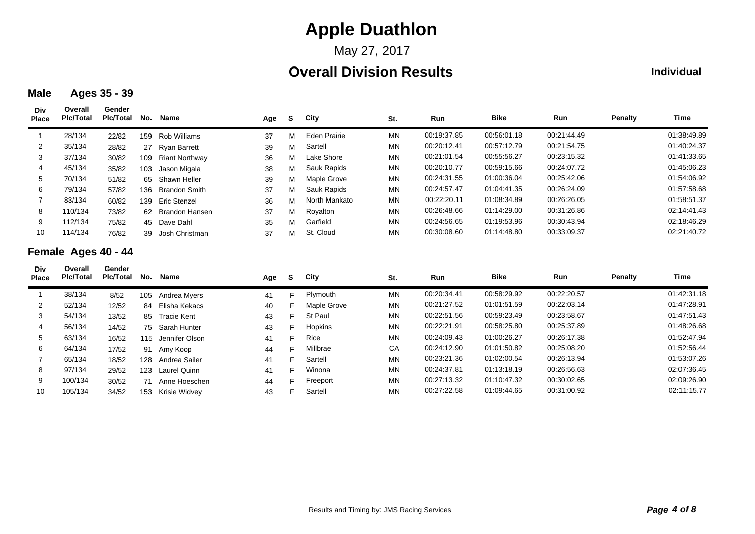# Apple Duathlon

May 27, 2017

## Overall Division Results

**Individual**

### Male Ages 35 - 39

| Div Place | Overall Plc/Total | Gender Plc/Total | No. | Name | Age | S | City | St. | Run | Bike | Run | Penalty | Time |
|---|---|---|---|---|---|---|---|---|---|---|---|---|---|
| 1 | 28/134 | 22/82 | 159 | Rob Williams | 37 | M | Eden Prairie | MN | 00:19:37.85 | 00:56:01.18 | 00:21:44.49 | | 01:38:49.89 |
| 2 | 35/134 | 28/82 | 27 | Ryan Barrett | 39 | M | Sartell | MN | 00:20:12.41 | 00:57:12.79 | 00:21:54.75 | | 01:40:24.37 |
| 3 | 37/134 | 30/82 | 109 | Riant Northway | 36 | M | Lake Shore | MN | 00:21:01.54 | 00:55:56.27 | 00:23:15.32 | | 01:41:33.65 |
| 4 | 45/134 | 35/82 | 103 | Jason Migala | 38 | M | Sauk Rapids | MN | 00:20:10.77 | 00:59:15.66 | 00:24:07.72 | | 01:45:06.23 |
| 5 | 70/134 | 51/82 | 65 | Shawn Heller | 39 | M | Maple Grove | MN | 00:24:31.55 | 01:00:36.04 | 00:25:42.06 | | 01:54:06.92 |
| 6 | 79/134 | 57/82 | 136 | Brandon Smith | 37 | M | Sauk Rapids | MN | 00:24:57.47 | 01:04:41.35 | 00:26:24.09 | | 01:57:58.68 |
| 7 | 83/134 | 60/82 | 139 | Eric Stenzel | 36 | M | North Mankato | MN | 00:22:20.11 | 01:08:34.89 | 00:26:26.05 | | 01:58:51.37 |
| 8 | 110/134 | 73/82 | 62 | Brandon Hansen | 37 | M | Royalton | MN | 00:26:48.66 | 01:14:29.00 | 00:31:26.86 | | 02:14:41.43 |
| 9 | 112/134 | 75/82 | 45 | Dave Dahl | 35 | M | Garfield | MN | 00:24:56.65 | 01:19:53.96 | 00:30:43.94 | | 02:18:46.29 |
| 10 | 114/134 | 76/82 | 39 | Josh Christman | 37 | M | St. Cloud | MN | 00:30:08.60 | 01:14:48.80 | 00:33:09.37 | | 02:21:40.72 |

### Female Ages 40 - 44

| Div Place | Overall Plc/Total | Gender Plc/Total | No. | Name | Age | S | City | St. | Run | Bike | Run | Penalty | Time |
|---|---|---|---|---|---|---|---|---|---|---|---|---|---|
| 1 | 38/134 | 8/52 | 105 | Andrea Myers | 41 | F | Plymouth | MN | 00:20:34.41 | 00:58:29.92 | 00:22:20.57 | | 01:42:31.18 |
| 2 | 52/134 | 12/52 | 84 | Elisha Kekacs | 40 | F | Maple Grove | MN | 00:21:27.52 | 01:01:51.59 | 00:22:03.14 | | 01:47:28.91 |
| 3 | 54/134 | 13/52 | 85 | Tracie Kent | 43 | F | St Paul | MN | 00:22:51.56 | 00:59:23.49 | 00:23:58.67 | | 01:47:51.43 |
| 4 | 56/134 | 14/52 | 75 | Sarah Hunter | 43 | F | Hopkins | MN | 00:22:21.91 | 00:58:25.80 | 00:25:37.89 | | 01:48:26.68 |
| 5 | 63/134 | 16/52 | 115 | Jennifer Olson | 41 | F | Rice | MN | 00:24:09.43 | 01:00:26.27 | 00:26:17.38 | | 01:52:47.94 |
| 6 | 64/134 | 17/52 | 91 | Amy Koop | 44 | F | Millbrae | CA | 00:24:12.90 | 01:01:50.82 | 00:25:08.20 | | 01:52:56.44 |
| 7 | 65/134 | 18/52 | 128 | Andrea Sailer | 41 | F | Sartell | MN | 00:23:21.36 | 01:02:00.54 | 00:26:13.94 | | 01:53:07.26 |
| 8 | 97/134 | 29/52 | 123 | Laurel Quinn | 41 | F | Winona | MN | 00:24:37.81 | 01:13:18.19 | 00:26:56.63 | | 02:07:36.45 |
| 9 | 100/134 | 30/52 | 71 | Anne Hoeschen | 44 | F | Freeport | MN | 00:27:13.32 | 01:10:47.32 | 00:30:02.65 | | 02:09:26.90 |
| 10 | 105/134 | 34/52 | 153 | Krisie Widvey | 43 | F | Sartell | MN | 00:27:22.58 | 01:09:44.65 | 00:31:00.92 | | 02:11:15.77 |

Results and Timing by: JMS Racing Services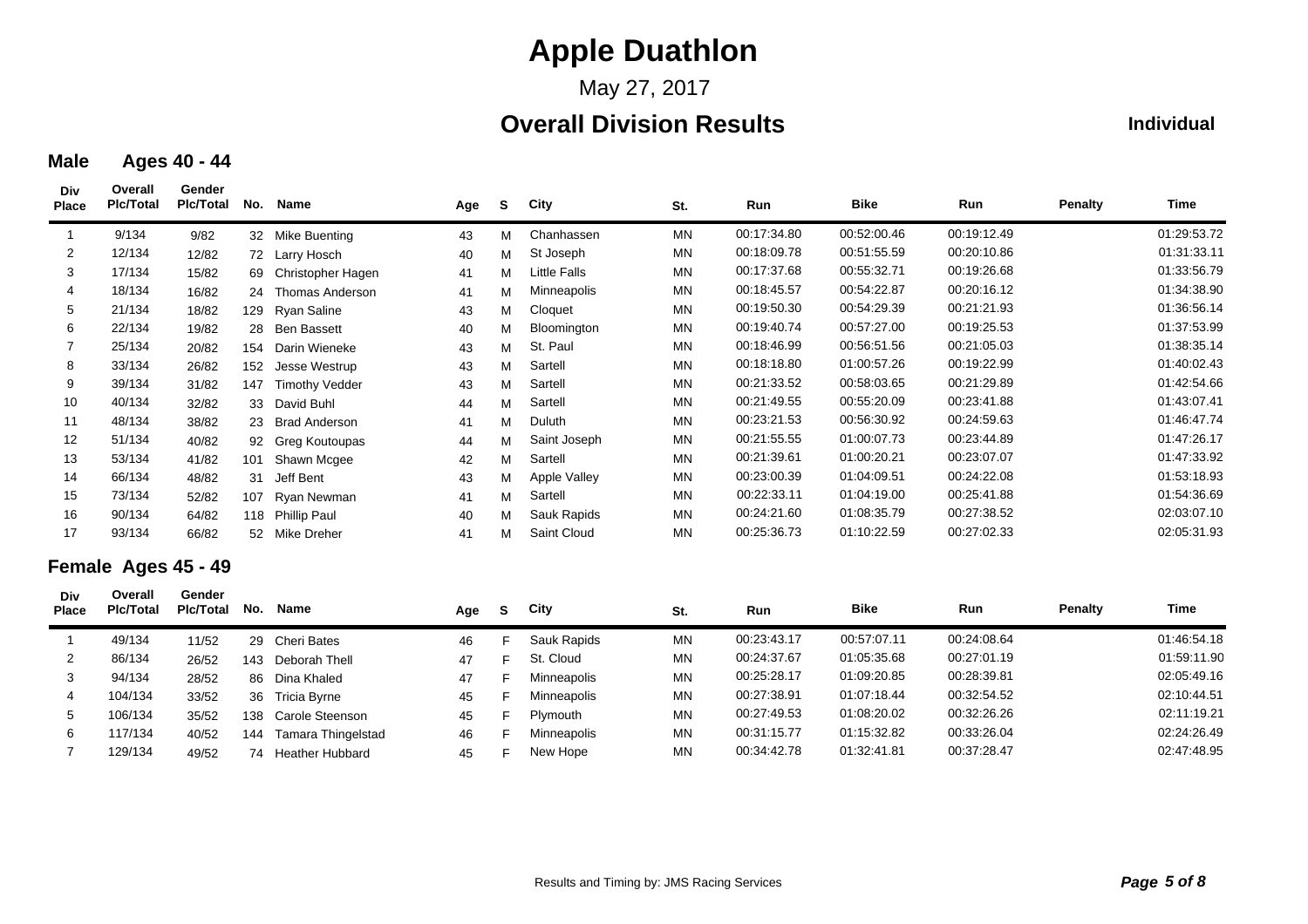# Apple Duathlon

May 27, 2017

## Overall Division Results

**Individual**

### Male Ages 40 - 44

| Div Place | Overall Plc/Total | Gender Plc/Total | No. | Name | Age | S | City | St. | Run | Bike | Run | Penalty | Time |
|---|---|---|---|---|---|---|---|---|---|---|---|---|---|
| 1 | 9/134 | 9/82 | 32 | Mike Buenting | 43 | M | Chanhassen | MN | 00:17:34.80 | 00:52:00.46 | 00:19:12.49 | | 01:29:53.72 |
| 2 | 12/134 | 12/82 | 72 | Larry Hosch | 40 | M | St Joseph | MN | 00:18:09.78 | 00:51:55.59 | 00:20:10.86 | | 01:31:33.11 |
| 3 | 17/134 | 15/82 | 69 | Christopher Hagen | 41 | M | Little Falls | MN | 00:17:37.68 | 00:55:32.71 | 00:19:26.68 | | 01:33:56.79 |
| 4 | 18/134 | 16/82 | 24 | Thomas Anderson | 41 | M | Minneapolis | MN | 00:18:45.57 | 00:54:22.87 | 00:20:16.12 | | 01:34:38.90 |
| 5 | 21/134 | 18/82 | 129 | Ryan Saline | 43 | M | Cloquet | MN | 00:19:50.30 | 00:54:29.39 | 00:21:21.93 | | 01:36:56.14 |
| 6 | 22/134 | 19/82 | 28 | Ben Bassett | 40 | M | Bloomington | MN | 00:19:40.74 | 00:57:27.00 | 00:19:25.53 | | 01:37:53.99 |
| 7 | 25/134 | 20/82 | 154 | Darin Wieneke | 43 | M | St. Paul | MN | 00:18:46.99 | 00:56:51.56 | 00:21:05.03 | | 01:38:35.14 |
| 8 | 33/134 | 26/82 | 152 | Jesse Westrup | 43 | M | Sartell | MN | 00:18:18.80 | 01:00:57.26 | 00:19:22.99 | | 01:40:02.43 |
| 9 | 39/134 | 31/82 | 147 | Timothy Vedder | 43 | M | Sartell | MN | 00:21:33.52 | 00:58:03.65 | 00:21:29.89 | | 01:42:54.66 |
| 10 | 40/134 | 32/82 | 33 | David Buhl | 44 | M | Sartell | MN | 00:21:49.55 | 00:55:20.09 | 00:23:41.88 | | 01:43:07.41 |
| 11 | 48/134 | 38/82 | 23 | Brad Anderson | 41 | M | Duluth | MN | 00:23:21.53 | 00:56:30.92 | 00:24:59.63 | | 01:46:47.74 |
| 12 | 51/134 | 40/82 | 92 | Greg Koutoupas | 44 | M | Saint Joseph | MN | 00:21:55.55 | 01:00:07.73 | 00:23:44.89 | | 01:47:26.17 |
| 13 | 53/134 | 41/82 | 101 | Shawn Mcgee | 42 | M | Sartell | MN | 00:21:39.61 | 01:00:20.21 | 00:23:07.07 | | 01:47:33.92 |
| 14 | 66/134 | 48/82 | 31 | Jeff Bent | 43 | M | Apple Valley | MN | 00:23:00.39 | 01:04:09.51 | 00:24:22.08 | | 01:53:18.93 |
| 15 | 73/134 | 52/82 | 107 | Ryan Newman | 41 | M | Sartell | MN | 00:22:33.11 | 01:04:19.00 | 00:25:41.88 | | 01:54:36.69 |
| 16 | 90/134 | 64/82 | 118 | Phillip Paul | 40 | M | Sauk Rapids | MN | 00:24:21.60 | 01:08:35.79 | 00:27:38.52 | | 02:03:07.10 |
| 17 | 93/134 | 66/82 | 52 | Mike Dreher | 41 | M | Saint Cloud | MN | 00:25:36.73 | 01:10:22.59 | 00:27:02.33 | | 02:05:31.93 |

### Female Ages 45 - 49

| Div Place | Overall Plc/Total | Gender Plc/Total | No. | Name | Age | S | City | St. | Run | Bike | Run | Penalty | Time |
|---|---|---|---|---|---|---|---|---|---|---|---|---|---|
| 1 | 49/134 | 11/52 | 29 | Cheri Bates | 46 | F | Sauk Rapids | MN | 00:23:43.17 | 00:57:07.11 | 00:24:08.64 | | 01:46:54.18 |
| 2 | 86/134 | 26/52 | 143 | Deborah Thell | 47 | F | St. Cloud | MN | 00:24:37.67 | 01:05:35.68 | 00:27:01.19 | | 01:59:11.90 |
| 3 | 94/134 | 28/52 | 86 | Dina Khaled | 47 | F | Minneapolis | MN | 00:25:28.17 | 01:09:20.85 | 00:28:39.81 | | 02:05:49.16 |
| 4 | 104/134 | 33/52 | 36 | Tricia Byrne | 45 | F | Minneapolis | MN | 00:27:38.91 | 01:07:18.44 | 00:32:54.52 | | 02:10:44.51 |
| 5 | 106/134 | 35/52 | 138 | Carole Steenson | 45 | F | Plymouth | MN | 00:27:49.53 | 01:08:20.02 | 00:32:26.26 | | 02:11:19.21 |
| 6 | 117/134 | 40/52 | 144 | Tamara Thingelstad | 46 | F | Minneapolis | MN | 00:31:15.77 | 01:15:32.82 | 00:33:26.04 | | 02:24:26.49 |
| 7 | 129/134 | 49/52 | 74 | Heather Hubbard | 45 | F | New Hope | MN | 00:34:42.78 | 01:32:41.81 | 00:37:28.47 | | 02:47:48.95 |

Results and Timing by: JMS Racing Services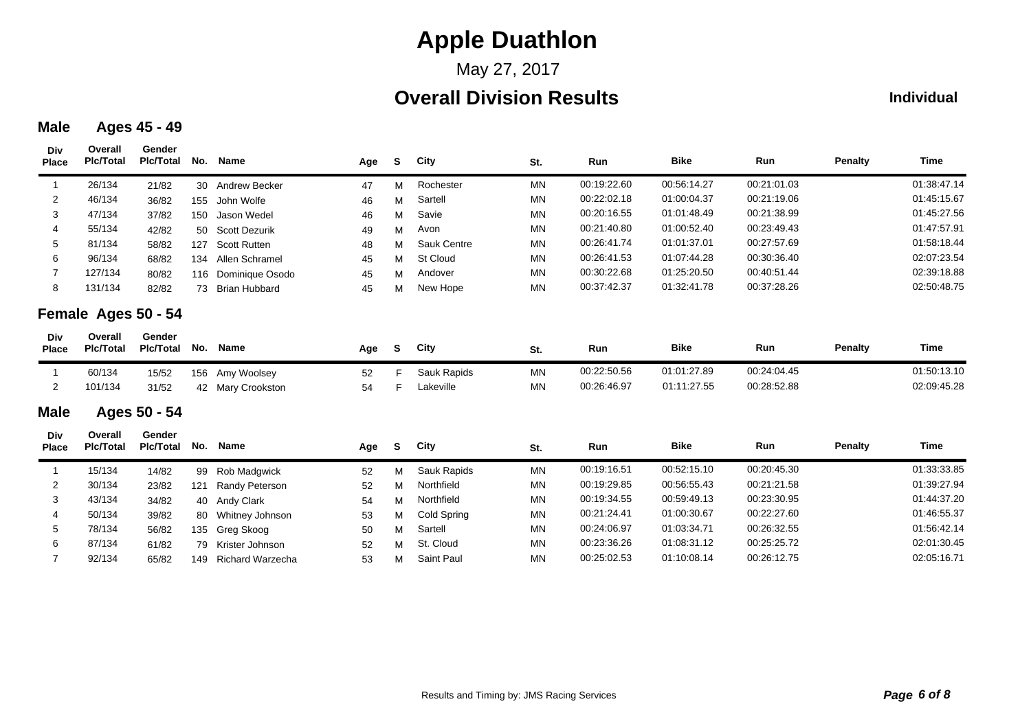# Apple Duathlon

May 27, 2017

## Overall Division Results

**Individual**

### Male Ages 45 - 49

| Div Place | Overall Plc/Total | Gender Plc/Total | No. | Name | Age | S | City | St. | Run | Bike | Run | Penalty | Time |
|---|---|---|---|---|---|---|---|---|---|---|---|---|---|
| 1 | 26/134 | 21/82 | 30 | Andrew Becker | 47 | M | Rochester | MN | 00:19:22.60 | 00:56:14.27 | 00:21:01.03 | | 01:38:47.14 |
| 2 | 46/134 | 36/82 | 155 | John Wolfe | 46 | M | Sartell | MN | 00:22:02.18 | 01:00:04.37 | 00:21:19.06 | | 01:45:15.67 |
| 3 | 47/134 | 37/82 | 150 | Jason Wedel | 46 | M | Savie | MN | 00:20:16.55 | 01:01:48.49 | 00:21:38.99 | | 01:45:27.56 |
| 4 | 55/134 | 42/82 | 50 | Scott Dezurik | 49 | M | Avon | MN | 00:21:40.80 | 01:00:52.40 | 00:23:49.43 | | 01:47:57.91 |
| 5 | 81/134 | 58/82 | 127 | Scott Rutten | 48 | M | Sauk Centre | MN | 00:26:41.74 | 01:01:37.01 | 00:27:57.69 | | 01:58:18.44 |
| 6 | 96/134 | 68/82 | 134 | Allen Schramel | 45 | M | St Cloud | MN | 00:26:41.53 | 01:07:44.28 | 00:30:36.40 | | 02:07:23.54 |
| 7 | 127/134 | 80/82 | 116 | Dominique Osodo | 45 | M | Andover | MN | 00:30:22.68 | 01:25:20.50 | 00:40:51.44 | | 02:39:18.88 |
| 8 | 131/134 | 82/82 | 73 | Brian Hubbard | 45 | M | New Hope | MN | 00:37:42.37 | 01:32:41.78 | 00:37:28.26 | | 02:50:48.75 |

### Female Ages 50 - 54

| Div Place | Overall Plc/Total | Gender Plc/Total | No. | Name | Age | S | City | St. | Run | Bike | Run | Penalty | Time |
|---|---|---|---|---|---|---|---|---|---|---|---|---|---|
| 1 | 60/134 | 15/52 | 156 | Amy Woolsey | 52 | F | Sauk Rapids | MN | 00:22:50.56 | 01:01:27.89 | 00:24:04.45 | | 01:50:13.10 |
| 2 | 101/134 | 31/52 | 42 | Mary Crookston | 54 | F | Lakeville | MN | 00:26:46.97 | 01:11:27.55 | 00:28:52.88 | | 02:09:45.28 |

### Male Ages 50 - 54

| Div Place | Overall Plc/Total | Gender Plc/Total | No. | Name | Age | S | City | St. | Run | Bike | Run | Penalty | Time |
|---|---|---|---|---|---|---|---|---|---|---|---|---|---|
| 1 | 15/134 | 14/82 | 99 | Rob Madgwick | 52 | M | Sauk Rapids | MN | 00:19:16.51 | 00:52:15.10 | 00:20:45.30 | | 01:33:33.85 |
| 2 | 30/134 | 23/82 | 121 | Randy Peterson | 52 | M | Northfield | MN | 00:19:29.85 | 00:56:55.43 | 00:21:21.58 | | 01:39:27.94 |
| 3 | 43/134 | 34/82 | 40 | Andy Clark | 54 | M | Northfield | MN | 00:19:34.55 | 00:59:49.13 | 00:23:30.95 | | 01:44:37.20 |
| 4 | 50/134 | 39/82 | 80 | Whitney Johnson | 53 | M | Cold Spring | MN | 00:21:24.41 | 01:00:30.67 | 00:22:27.60 | | 01:46:55.37 |
| 5 | 78/134 | 56/82 | 135 | Greg Skoog | 50 | M | Sartell | MN | 00:24:06.97 | 01:03:34.71 | 00:26:32.55 | | 01:56:42.14 |
| 6 | 87/134 | 61/82 | 79 | Krister Johnson | 52 | M | St. Cloud | MN | 00:23:36.26 | 01:08:31.12 | 00:25:25.72 | | 02:01:30.45 |
| 7 | 92/134 | 65/82 | 149 | Richard Warzecha | 53 | M | Saint Paul | MN | 00:25:02.53 | 01:10:08.14 | 00:26:12.75 | | 02:05:16.71 |

Results and Timing by: JMS Racing Services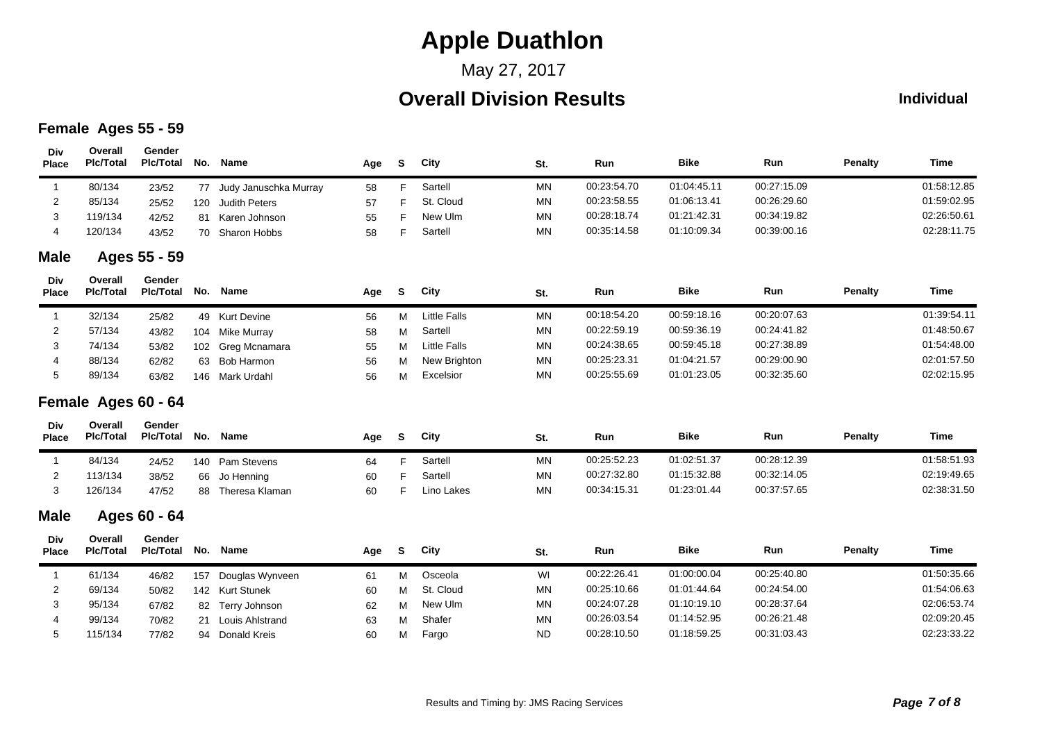# Apple Duathlon

May 27, 2017

## Overall Division Results

**Individual**

### Female Ages 55 - 59

| Div Place | Overall Plc/Total | Gender Plc/Total | No. | Name | Age | S | City | St. | Run | Bike | Run | Penalty | Time |
|---|---|---|---|---|---|---|---|---|---|---|---|---|---|
| 1 | 80/134 | 23/52 | 77 | Judy Januschka Murray | 58 | F | Sartell | MN | 00:23:54.70 | 01:04:45.11 | 00:27:15.09 | | 01:58:12.85 |
| 2 | 85/134 | 25/52 | 120 | Judith Peters | 57 | F | St. Cloud | MN | 00:23:58.55 | 01:06:13.41 | 00:26:29.60 | | 01:59:02.95 |
| 3 | 119/134 | 42/52 | 81 | Karen Johnson | 55 | F | New Ulm | MN | 00:28:18.74 | 01:21:42.31 | 00:34:19.82 | | 02:26:50.61 |
| 4 | 120/134 | 43/52 | 70 | Sharon Hobbs | 58 | F | Sartell | MN | 00:35:14.58 | 01:10:09.34 | 00:39:00.16 | | 02:28:11.75 |

### Male Ages 55 - 59

| Div Place | Overall Plc/Total | Gender Plc/Total | No. | Name | Age | S | City | St. | Run | Bike | Run | Penalty | Time |
|---|---|---|---|---|---|---|---|---|---|---|---|---|---|
| 1 | 32/134 | 25/82 | 49 | Kurt Devine | 56 | M | Little Falls | MN | 00:18:54.20 | 00:59:18.16 | 00:20:07.63 | | 01:39:54.11 |
| 2 | 57/134 | 43/82 | 104 | Mike Murray | 58 | M | Sartell | MN | 00:22:59.19 | 00:59:36.19 | 00:24:41.82 | | 01:48:50.67 |
| 3 | 74/134 | 53/82 | 102 | Greg Mcnamara | 55 | M | Little Falls | MN | 00:24:38.65 | 00:59:45.18 | 00:27:38.89 | | 01:54:48.00 |
| 4 | 88/134 | 62/82 | 63 | Bob Harmon | 56 | M | New Brighton | MN | 00:25:23.31 | 01:04:21.57 | 00:29:00.90 | | 02:01:57.50 |
| 5 | 89/134 | 63/82 | 146 | Mark Urdahl | 56 | M | Excelsior | MN | 00:25:55.69 | 01:01:23.05 | 00:32:35.60 | | 02:02:15.95 |

### Female Ages 60 - 64

| Div Place | Overall Plc/Total | Gender Plc/Total | No. | Name | Age | S | City | St. | Run | Bike | Run | Penalty | Time |
|---|---|---|---|---|---|---|---|---|---|---|---|---|---|
| 1 | 84/134 | 24/52 | 140 | Pam Stevens | 64 | F | Sartell | MN | 00:25:52.23 | 01:02:51.37 | 00:28:12.39 | | 01:58:51.93 |
| 2 | 113/134 | 38/52 | 66 | Jo Henning | 60 | F | Sartell | MN | 00:27:32.80 | 01:15:32.88 | 00:32:14.05 | | 02:19:49.65 |
| 3 | 126/134 | 47/52 | 88 | Theresa Klaman | 60 | F | Lino Lakes | MN | 00:34:15.31 | 01:23:01.44 | 00:37:57.65 | | 02:38:31.50 |

### Male Ages 60 - 64

| Div Place | Overall Plc/Total | Gender Plc/Total | No. | Name | Age | S | City | St. | Run | Bike | Run | Penalty | Time |
|---|---|---|---|---|---|---|---|---|---|---|---|---|---|
| 1 | 61/134 | 46/82 | 157 | Douglas Wynveen | 61 | M | Osceola | WI | 00:22:26.41 | 01:00:00.04 | 00:25:40.80 | | 01:50:35.66 |
| 2 | 69/134 | 50/82 | 142 | Kurt Stunek | 60 | M | St. Cloud | MN | 00:25:10.66 | 01:01:44.64 | 00:24:54.00 | | 01:54:06.63 |
| 3 | 95/134 | 67/82 | 82 | Terry Johnson | 62 | M | New Ulm | MN | 00:24:07.28 | 01:10:19.10 | 00:28:37.64 | | 02:06:53.74 |
| 4 | 99/134 | 70/82 | 21 | Louis Ahlstrand | 63 | M | Shafer | MN | 00:26:03.54 | 01:14:52.95 | 00:26:21.48 | | 02:09:20.45 |
| 5 | 115/134 | 77/82 | 94 | Donald Kreis | 60 | M | Fargo | ND | 00:28:10.50 | 01:18:59.25 | 00:31:03.43 | | 02:23:33.22 |

Results and Timing by: JMS Racing Services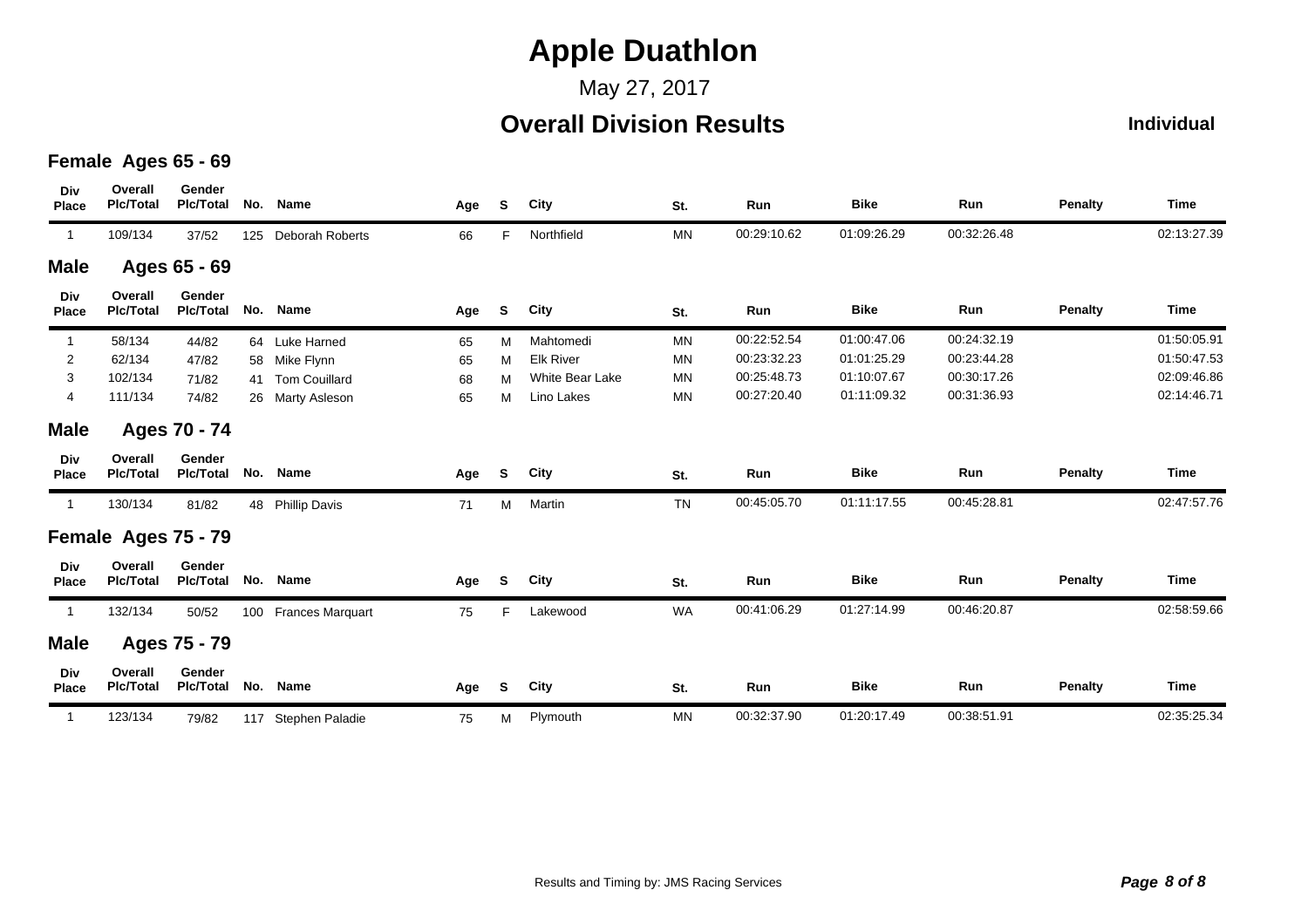# Apple Duathlon

May 27, 2017

## Overall Division Results

**Individual**

### Female Ages 65 - 69

| Div Place | Overall Plc/Total | Gender Plc/Total | No. | Name | Age | S | City | St. | Run | Bike | Run | Penalty | Time |
|---|---|---|---|---|---|---|---|---|---|---|---|---|---|
| 1 | 109/134 | 37/52 | 125 | Deborah Roberts | 66 | F | Northfield | MN | 00:29:10.62 | 01:09:26.29 | 00:32:26.48 | | 02:13:27.39 |

### Male Ages 65 - 69

| Div Place | Overall Plc/Total | Gender Plc/Total | No. | Name | Age | S | City | St. | Run | Bike | Run | Penalty | Time |
|---|---|---|---|---|---|---|---|---|---|---|---|---|---|
| 1 | 58/134 | 44/82 | 64 | Luke Harned | 65 | M | Mahtomedi | MN | 00:22:52.54 | 01:00:47.06 | 00:24:32.19 | | 01:50:05.91 |
| 2 | 62/134 | 47/82 | 58 | Mike Flynn | 65 | M | Elk River | MN | 00:23:32.23 | 01:01:25.29 | 00:23:44.28 | | 01:50:47.53 |
| 3 | 102/134 | 71/82 | 41 | Tom Couillard | 68 | M | White Bear Lake | MN | 00:25:48.73 | 01:10:07.67 | 00:30:17.26 | | 02:09:46.86 |
| 4 | 111/134 | 74/82 | 26 | Marty Asleson | 65 | M | Lino Lakes | MN | 00:27:20.40 | 01:11:09.32 | 00:31:36.93 | | 02:14:46.71 |

### Male Ages 70 - 74

| Div Place | Overall Plc/Total | Gender Plc/Total | No. | Name | Age | S | City | St. | Run | Bike | Run | Penalty | Time |
|---|---|---|---|---|---|---|---|---|---|---|---|---|---|
| 1 | 130/134 | 81/82 | 48 | Phillip Davis | 71 | M | Martin | TN | 00:45:05.70 | 01:11:17.55 | 00:45:28.81 | | 02:47:57.76 |

### Female Ages 75 - 79

| Div Place | Overall Plc/Total | Gender Plc/Total | No. | Name | Age | S | City | St. | Run | Bike | Run | Penalty | Time |
|---|---|---|---|---|---|---|---|---|---|---|---|---|---|
| 1 | 132/134 | 50/52 | 100 | Frances Marquart | 75 | F | Lakewood | WA | 00:41:06.29 | 01:27:14.99 | 00:46:20.87 | | 02:58:59.66 |

### Male Ages 75 - 79

| Div Place | Overall Plc/Total | Gender Plc/Total | No. | Name | Age | S | City | St. | Run | Bike | Run | Penalty | Time |
|---|---|---|---|---|---|---|---|---|---|---|---|---|---|
| 1 | 123/134 | 79/82 | 117 | Stephen Paladie | 75 | M | Plymouth | MN | 00:32:37.90 | 01:20:17.49 | 00:38:51.91 | | 02:35:25.34 |

Results and Timing by: JMS Racing Services